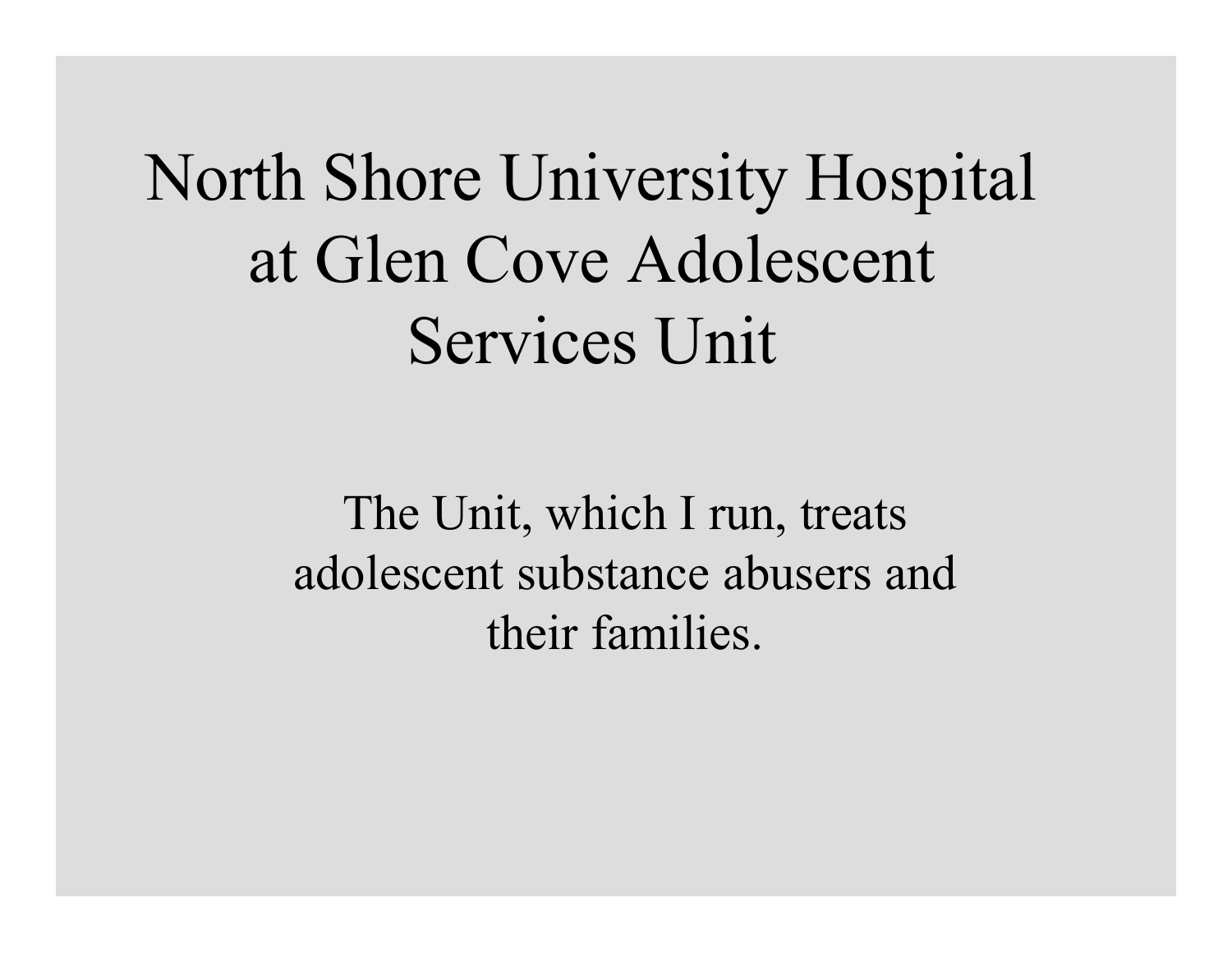# North Shore University Hospital at Glen Cove Adolescent Services Unit

The Unit, which I run, treats adolescent substance abusers and their families.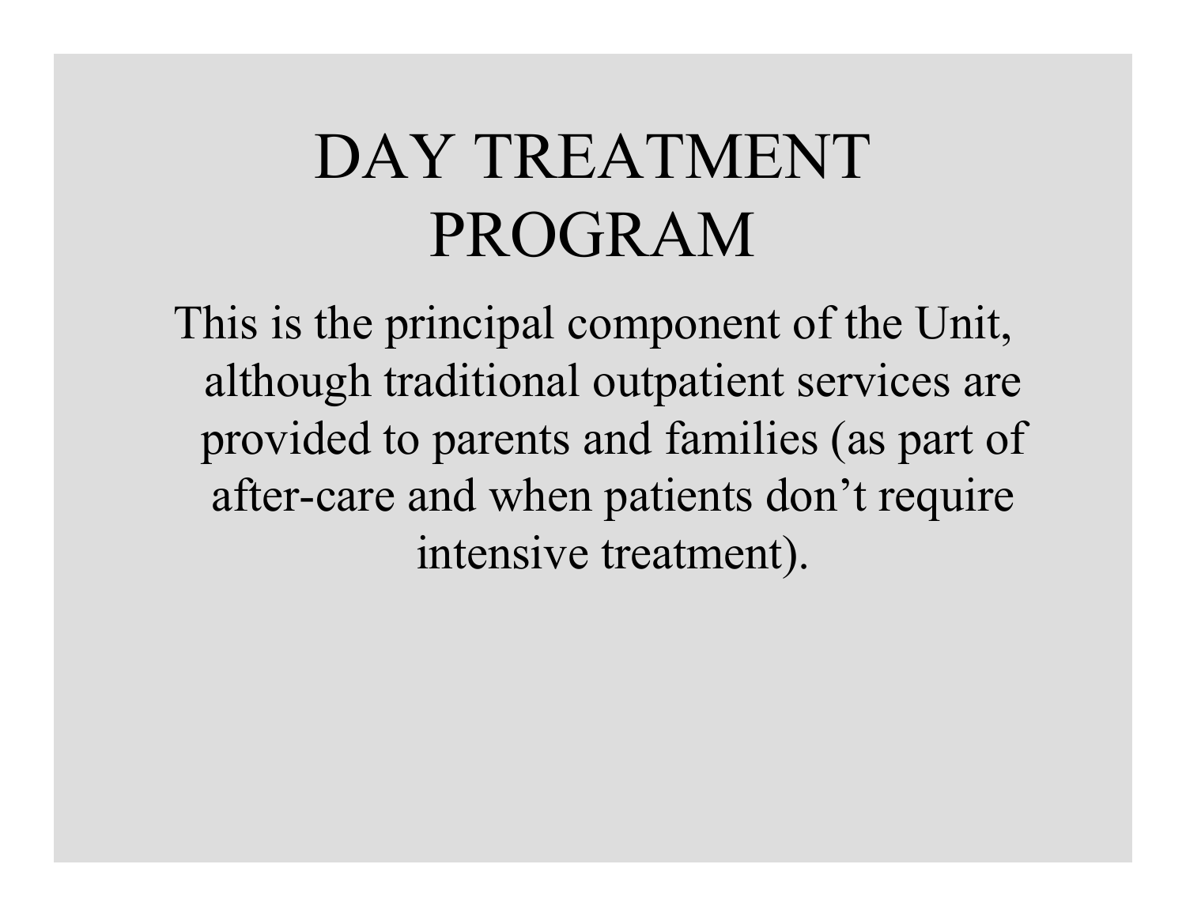# DAY TREATMENT PROGRAM

This is the principal component of the Unit, although traditional outpatient services are provided to parents and families (as part of after-care and when patients don't require intensive treatment).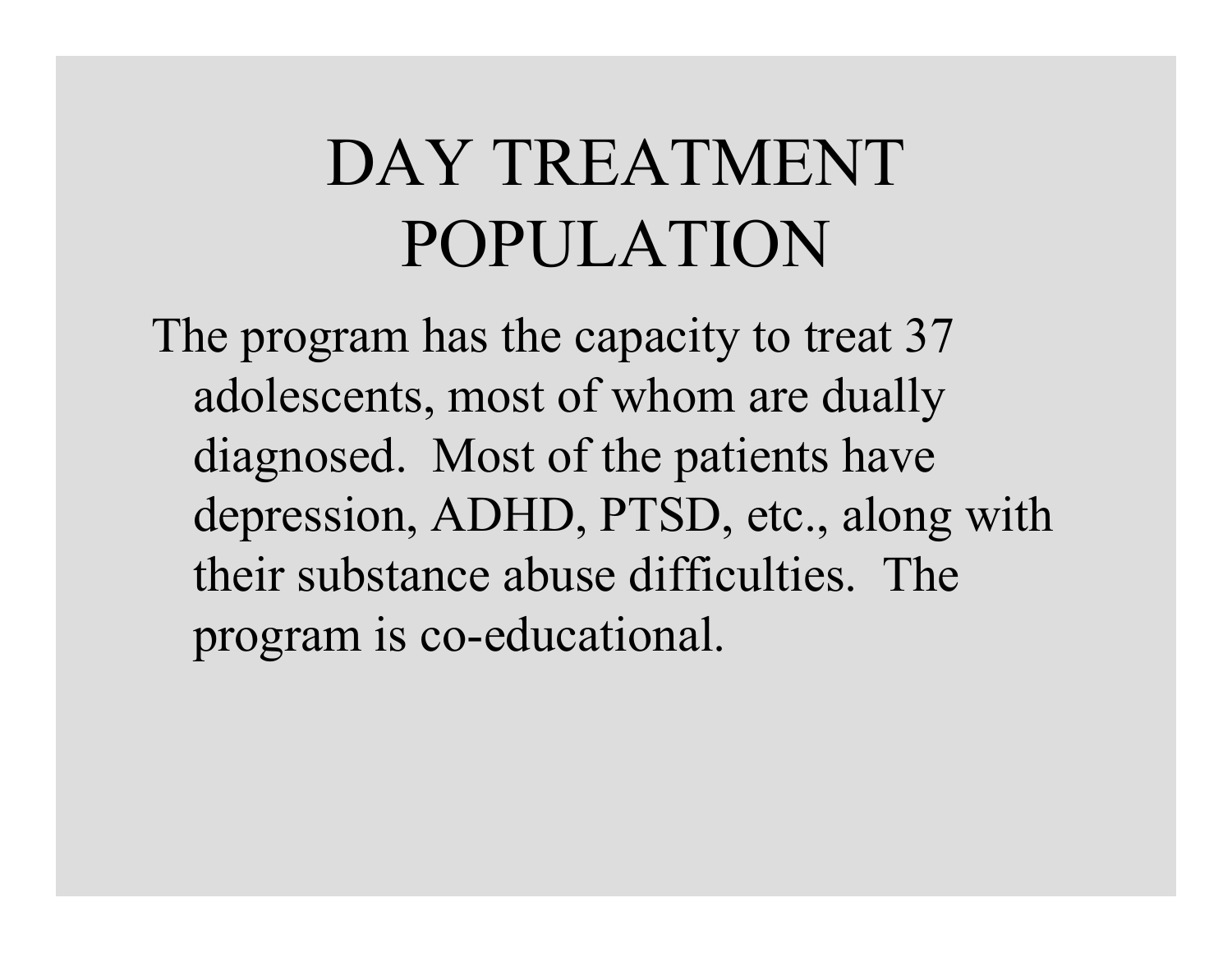# DAY TREATMENT POPULATION

The program has the capacity to treat 37 adolescents, most of whom are dually diagnosed. Most of the patients have depression, ADHD, PTSD, etc., along with their substance abuse difficulties. The program is co-educational.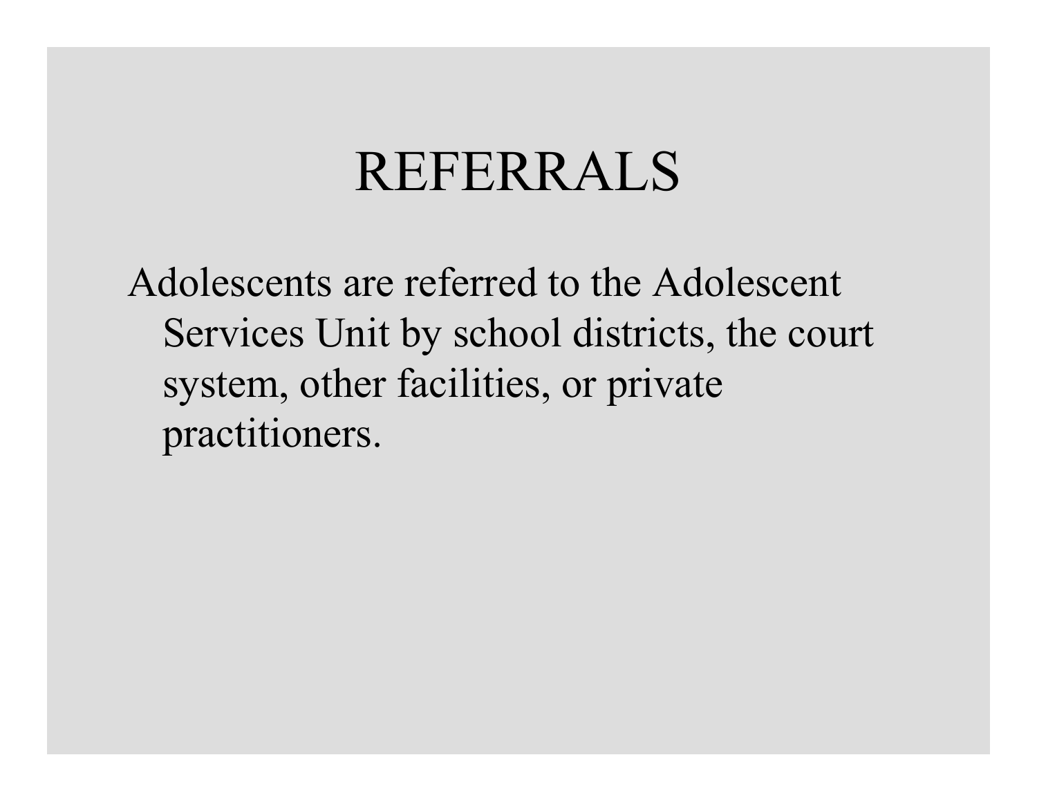# REFERRALS

Adolescents are referred to the Adolescent Services Unit by school districts, the court system, other facilities, or private practitioners.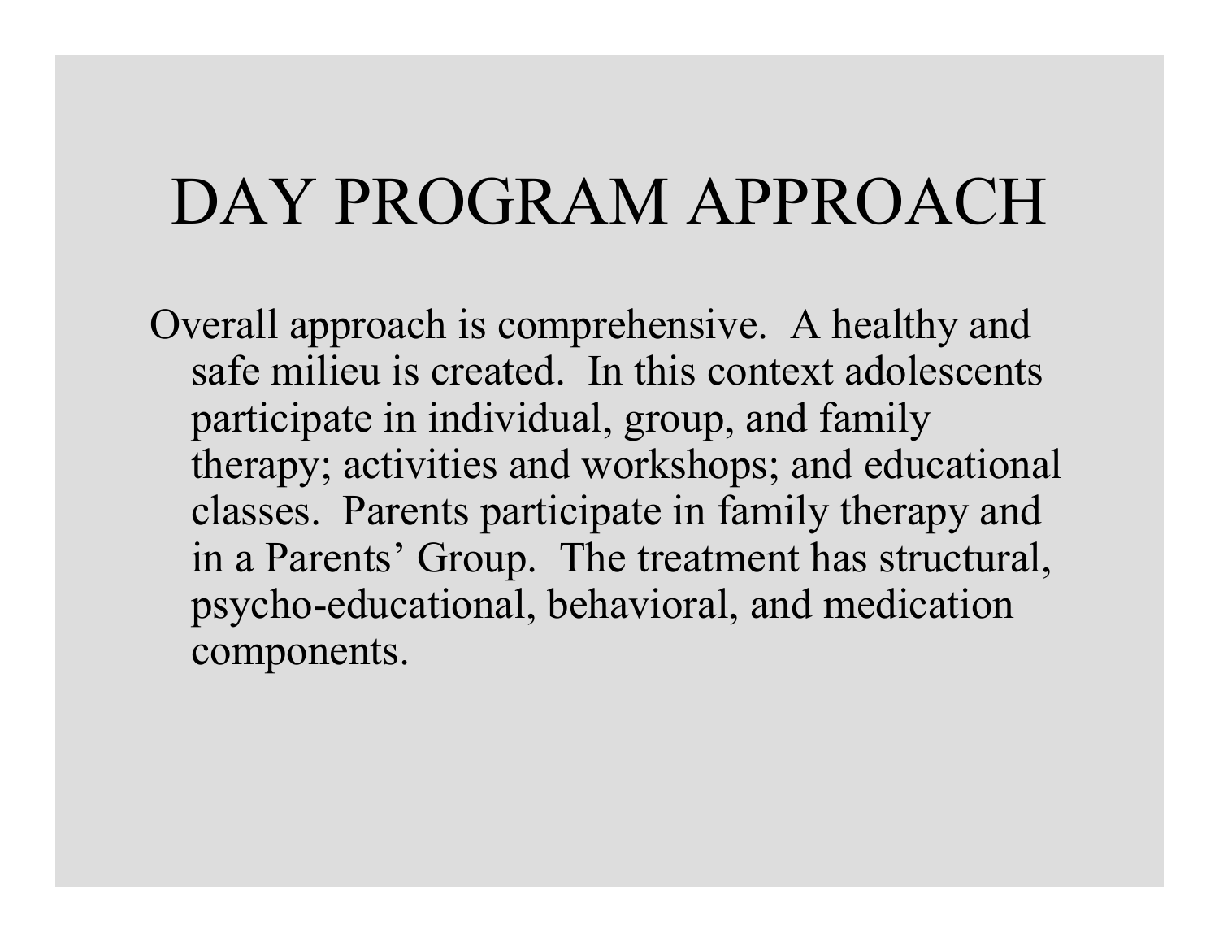# DAY PROGRAM APPROACH

Overall approach is comprehensive.  A healthy and safe milieu is created.  In this context adolescents participate in individual, group, and family therapy; activities and workshops; and educational classes.  Parents participate in family therapy and in a Parents' Group.  The treatment has structural, psycho-educational, behavioral, and medication components.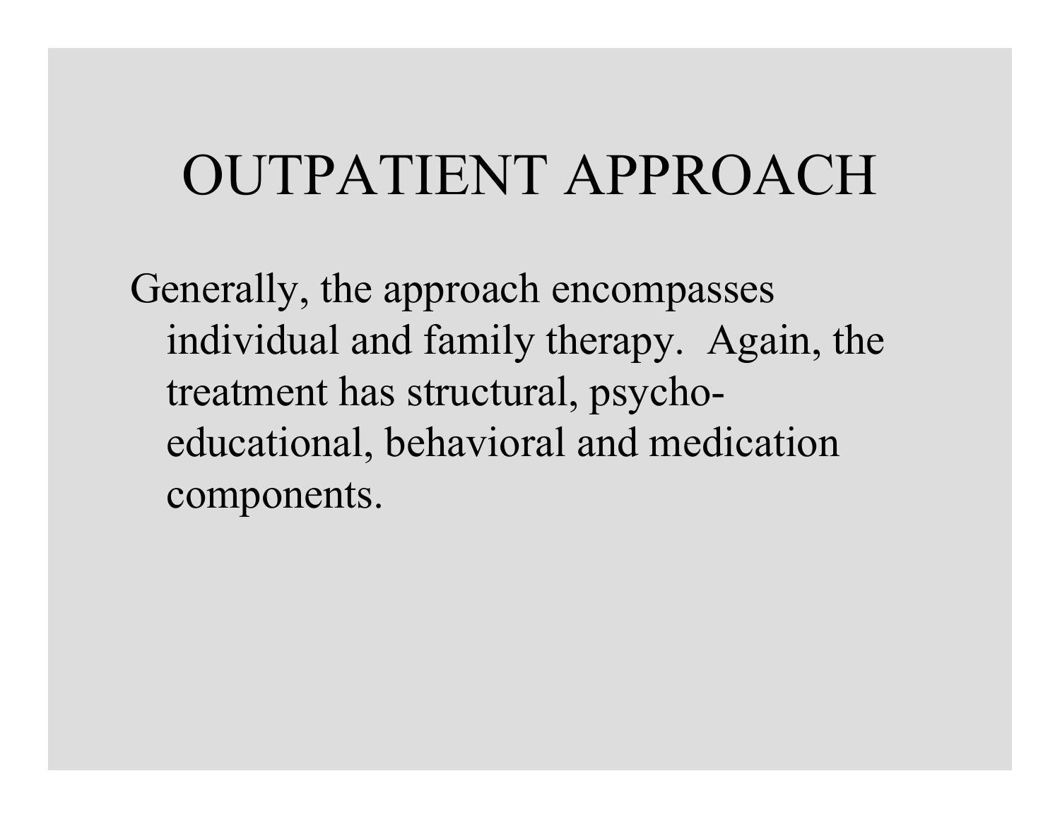# OUTPATIENT APPROACH

Generally, the approach encompasses individual and family therapy. Again, the treatment has structural, psycho-educational, behavioral and medication components.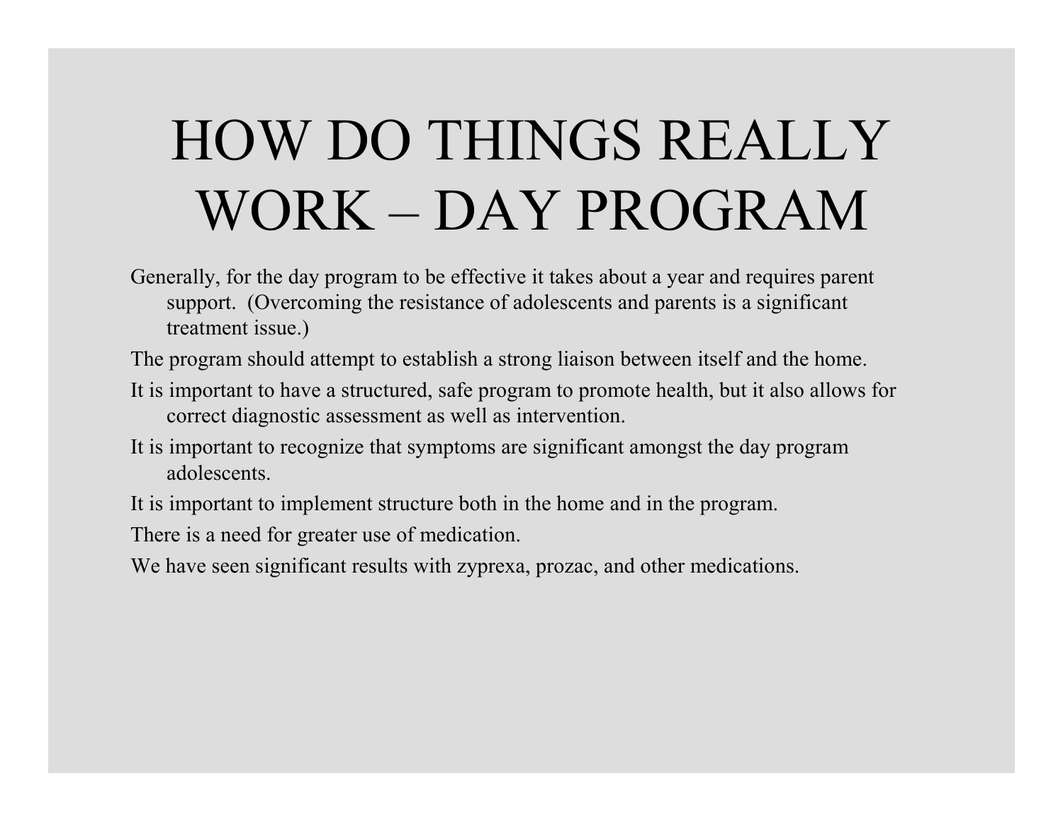# HOW DO THINGS REALLY WORK – DAY PROGRAM

Generally, for the day program to be effective it takes about a year and requires parent support. (Overcoming the resistance of adolescents and parents is a significant treatment issue.)

The program should attempt to establish a strong liaison between itself and the home.

It is important to have a structured, safe program to promote health, but it also allows for correct diagnostic assessment as well as intervention.

It is important to recognize that symptoms are significant amongst the day program adolescents.

It is important to implement structure both in the home and in the program.

There is a need for greater use of medication.

We have seen significant results with zyprexa, prozac, and other medications.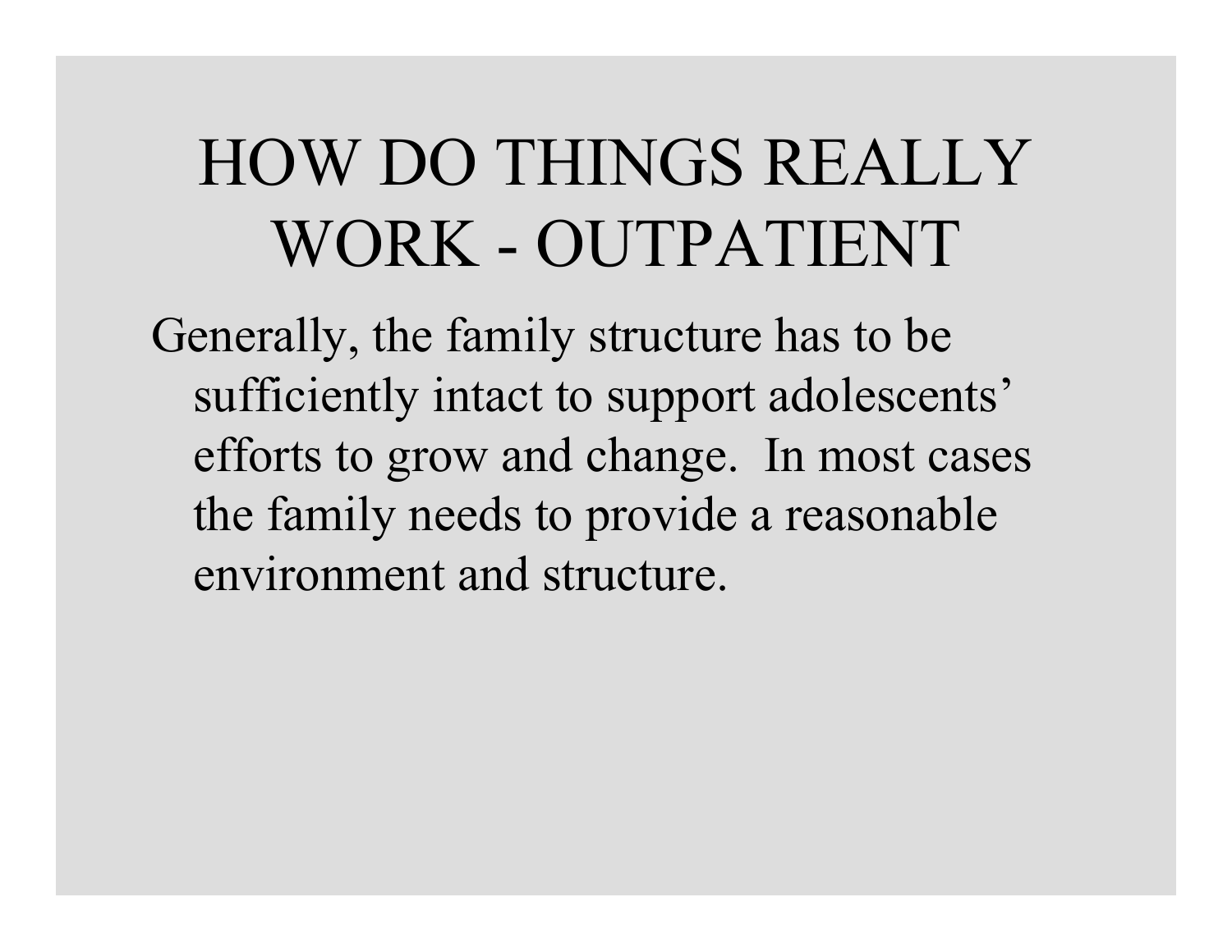# HOW DO THINGS REALLY WORK - OUTPATIENT

Generally, the family structure has to be sufficiently intact to support adolescents' efforts to grow and change. In most cases the family needs to provide a reasonable environment and structure.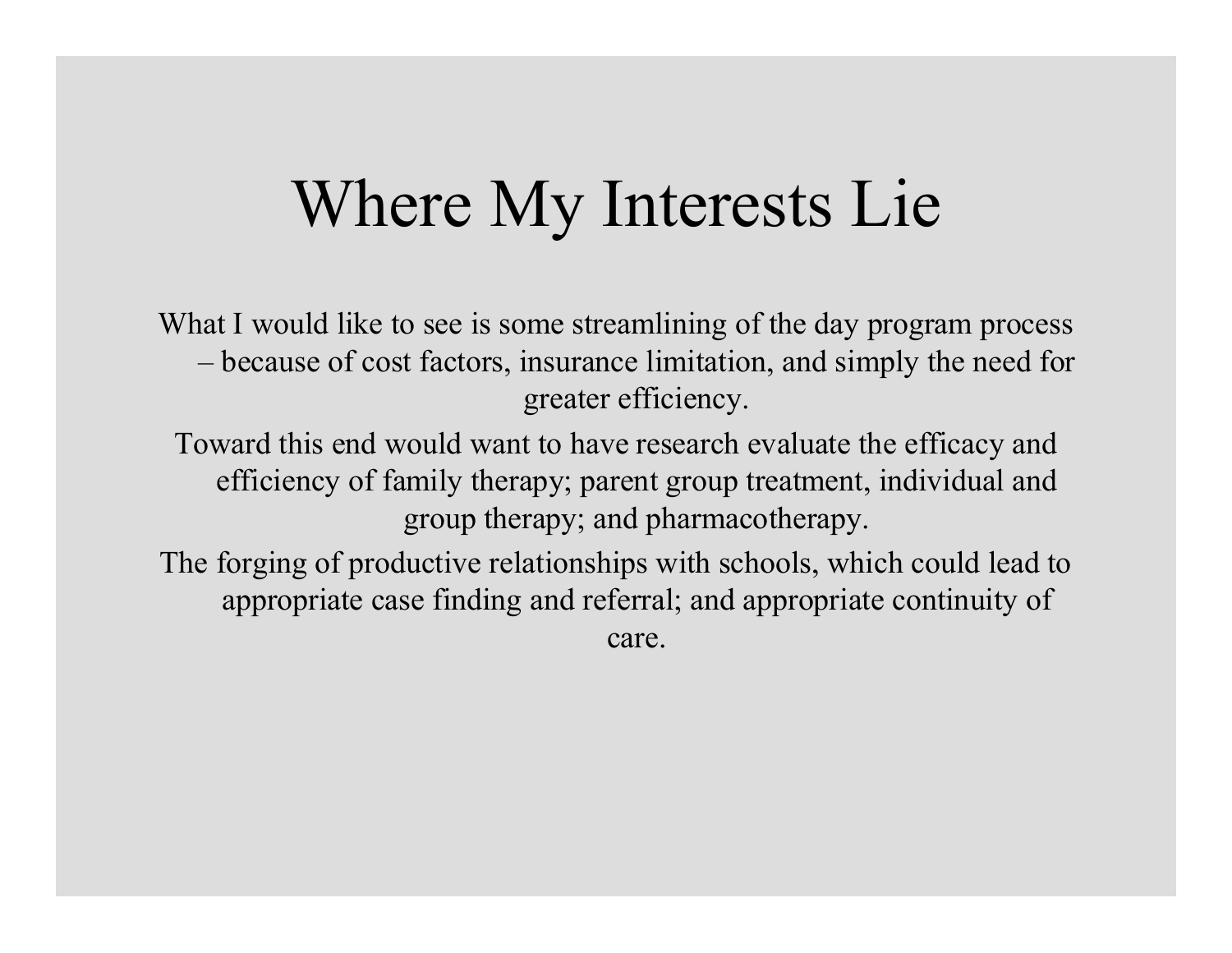# Where My Interests Lie

What I would like to see is some streamlining of the day program process – because of cost factors, insurance limitation, and simply the need for greater efficiency.

Toward this end would want to have research evaluate the efficacy and efficiency of family therapy; parent group treatment, individual and group therapy; and pharmacotherapy.

The forging of productive relationships with schools, which could lead to appropriate case finding and referral; and appropriate continuity of care.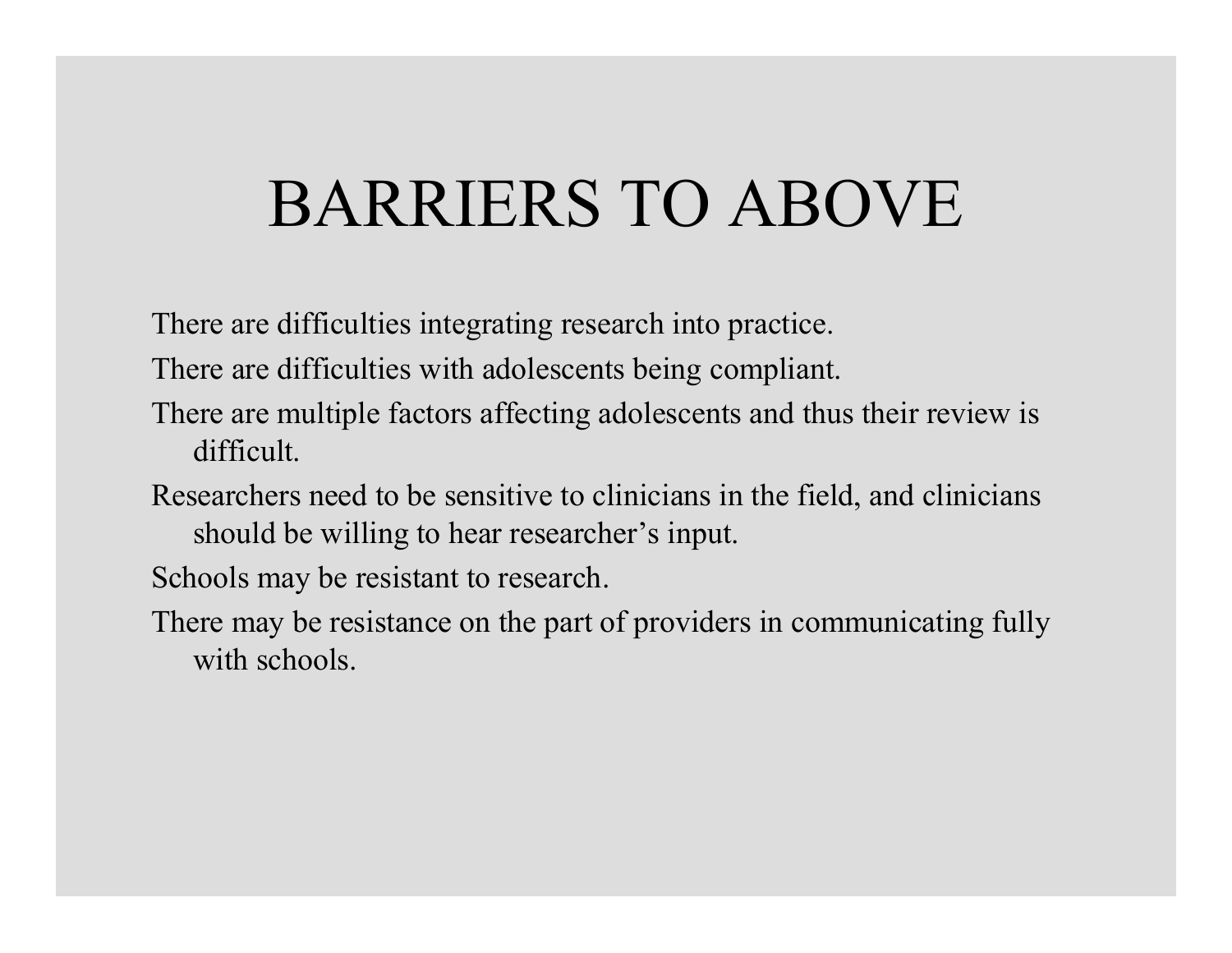# BARRIERS TO ABOVE

There are difficulties integrating research into practice.

There are difficulties with adolescents being compliant.

There are multiple factors affecting adolescents and thus their review is difficult.

Researchers need to be sensitive to clinicians in the field, and clinicians should be willing to hear researcher's input.

Schools may be resistant to research.

There may be resistance on the part of providers in communicating fully with schools.